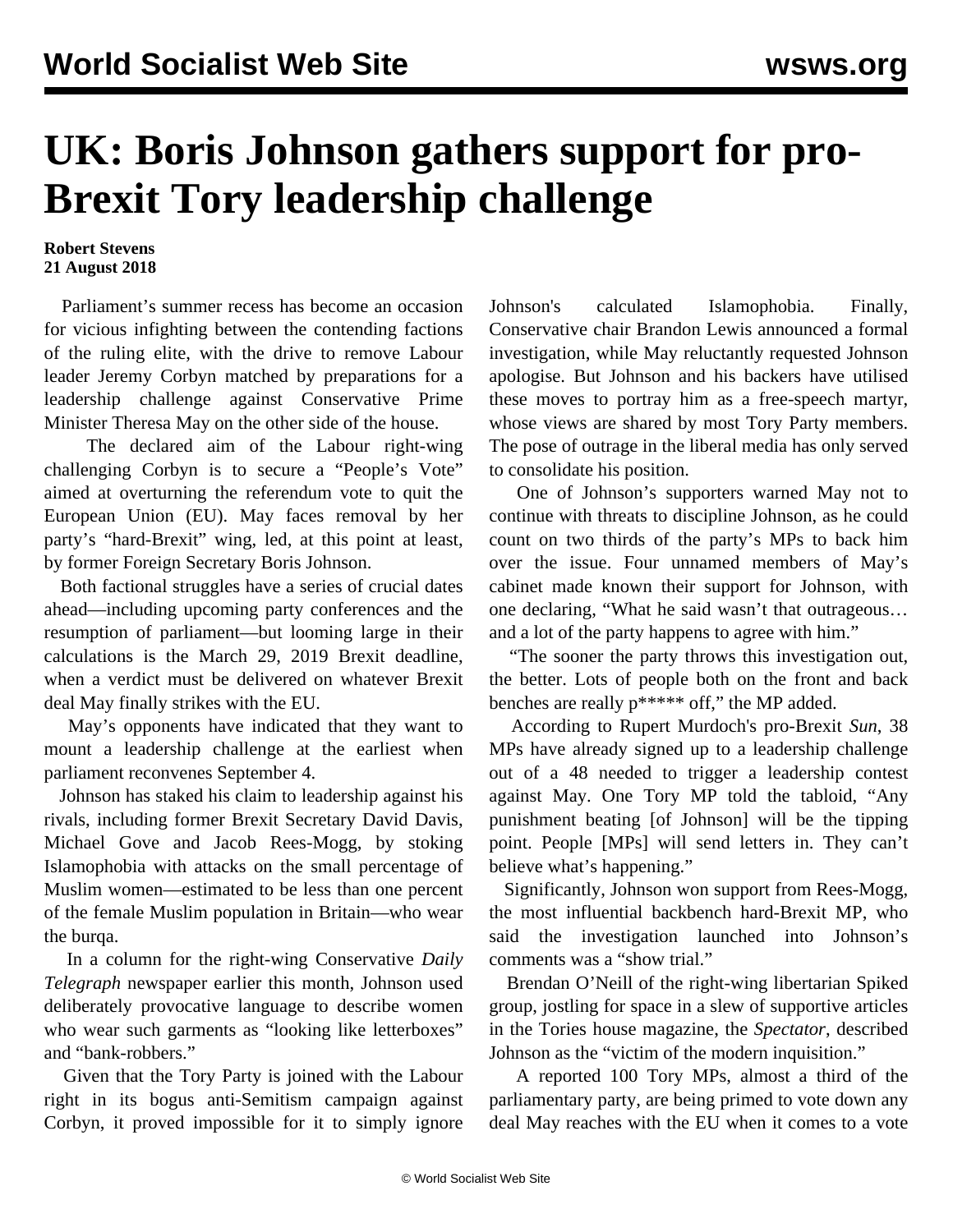# UK: Boris Johnson gathers support for pro-Brexit Tory leadership challenge

**Robert Stevens**
**21 August 2018**

Parliament's summer recess has become an occasion for vicious infighting between the contending factions of the ruling elite, with the drive to remove Labour leader Jeremy Corbyn matched by preparations for a leadership challenge against Conservative Prime Minister Theresa May on the other side of the house.

The declared aim of the Labour right-wing challenging Corbyn is to secure a "People's Vote" aimed at overturning the referendum vote to quit the European Union (EU). May faces removal by her party's "hard-Brexit" wing, led, at this point at least, by former Foreign Secretary Boris Johnson.

Both factional struggles have a series of crucial dates ahead—including upcoming party conferences and the resumption of parliament—but looming large in their calculations is the March 29, 2019 Brexit deadline, when a verdict must be delivered on whatever Brexit deal May finally strikes with the EU.

May's opponents have indicated that they want to mount a leadership challenge at the earliest when parliament reconvenes September 4.

Johnson has staked his claim to leadership against his rivals, including former Brexit Secretary David Davis, Michael Gove and Jacob Rees-Mogg, by stoking Islamophobia with attacks on the small percentage of Muslim women—estimated to be less than one percent of the female Muslim population in Britain—who wear the burqa.

In a column for the right-wing Conservative *Daily Telegraph* newspaper earlier this month, Johnson used deliberately provocative language to describe women who wear such garments as "looking like letterboxes" and "bank-robbers."

Given that the Tory Party is joined with the Labour right in its bogus anti-Semitism campaign against Corbyn, it proved impossible for it to simply ignore Johnson's calculated Islamophobia. Finally, Conservative chair Brandon Lewis announced a formal investigation, while May reluctantly requested Johnson apologise. But Johnson and his backers have utilised these moves to portray him as a free-speech martyr, whose views are shared by most Tory Party members. The pose of outrage in the liberal media has only served to consolidate his position.

One of Johnson's supporters warned May not to continue with threats to discipline Johnson, as he could count on two thirds of the party's MPs to back him over the issue. Four unnamed members of May's cabinet made known their support for Johnson, with one declaring, "What he said wasn't that outrageous… and a lot of the party happens to agree with him."

"The sooner the party throws this investigation out, the better. Lots of people both on the front and back benches are really p***** off," the MP added.

According to Rupert Murdoch's pro-Brexit *Sun*, 38 MPs have already signed up to a leadership challenge out of a 48 needed to trigger a leadership contest against May. One Tory MP told the tabloid, "Any punishment beating [of Johnson] will be the tipping point. People [MPs] will send letters in. They can't believe what's happening."

Significantly, Johnson won support from Rees-Mogg, the most influential backbench hard-Brexit MP, who said the investigation launched into Johnson's comments was a "show trial."

Brendan O'Neill of the right-wing libertarian Spiked group, jostling for space in a slew of supportive articles in the Tories house magazine, the *Spectator*, described Johnson as the "victim of the modern inquisition."

A reported 100 Tory MPs, almost a third of the parliamentary party, are being primed to vote down any deal May reaches with the EU when it comes to a vote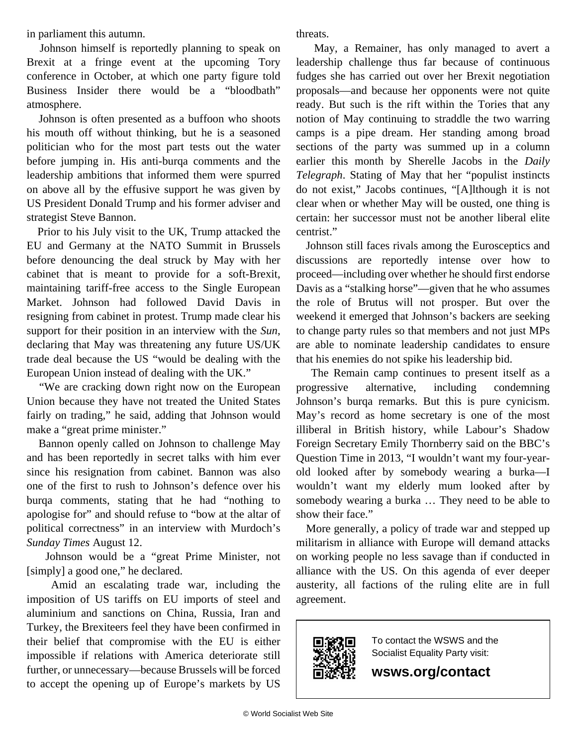in parliament this autumn.

Johnson himself is reportedly planning to speak on Brexit at a fringe event at the upcoming Tory conference in October, at which one party figure told Business Insider there would be a "bloodbath" atmosphere.

Johnson is often presented as a buffoon who shoots his mouth off without thinking, but he is a seasoned politician who for the most part tests out the water before jumping in. His anti-burqa comments and the leadership ambitions that informed them were spurred on above all by the effusive support he was given by US President Donald Trump and his former adviser and strategist Steve Bannon.

Prior to his July visit to the UK, Trump attacked the EU and Germany at the NATO Summit in Brussels before denouncing the deal struck by May with her cabinet that is meant to provide for a soft-Brexit, maintaining tariff-free access to the Single European Market. Johnson had followed David Davis in resigning from cabinet in protest. Trump made clear his support for their position in an interview with the *Sun*, declaring that May was threatening any future US/UK trade deal because the US "would be dealing with the European Union instead of dealing with the UK."

"We are cracking down right now on the European Union because they have not treated the United States fairly on trading," he said, adding that Johnson would make a "great prime minister."

Bannon openly called on Johnson to challenge May and has been reportedly in secret talks with him ever since his resignation from cabinet. Bannon was also one of the first to rush to Johnson's defence over his burqa comments, stating that he had "nothing to apologise for" and should refuse to "bow at the altar of political correctness" in an interview with Murdoch's *Sunday Times* August 12.

Johnson would be a "great Prime Minister, not [simply] a good one," he declared.

Amid an escalating trade war, including the imposition of US tariffs on EU imports of steel and aluminium and sanctions on China, Russia, Iran and Turkey, the Brexiteers feel they have been confirmed in their belief that compromise with the EU is either impossible if relations with America deteriorate still further, or unnecessary—because Brussels will be forced to accept the opening up of Europe's markets by US threats.

May, a Remainer, has only managed to avert a leadership challenge thus far because of continuous fudges she has carried out over her Brexit negotiation proposals—and because her opponents were not quite ready. But such is the rift within the Tories that any notion of May continuing to straddle the two warring camps is a pipe dream. Her standing among broad sections of the party was summed up in a column earlier this month by Sherelle Jacobs in the *Daily Telegraph*. Stating of May that her "populist instincts do not exist," Jacobs continues, "[A]lthough it is not clear when or whether May will be ousted, one thing is certain: her successor must not be another liberal elite centrist."

Johnson still faces rivals among the Eurosceptics and discussions are reportedly intense over how to proceed—including over whether he should first endorse Davis as a "stalking horse"—given that he who assumes the role of Brutus will not prosper. But over the weekend it emerged that Johnson's backers are seeking to change party rules so that members and not just MPs are able to nominate leadership candidates to ensure that his enemies do not spike his leadership bid.

The Remain camp continues to present itself as a progressive alternative, including condemning Johnson's burqa remarks. But this is pure cynicism. May's record as home secretary is one of the most illiberal in British history, while Labour's Shadow Foreign Secretary Emily Thornberry said on the BBC's Question Time in 2013, "I wouldn't want my four-year-old looked after by somebody wearing a burka—I wouldn't want my elderly mum looked after by somebody wearing a burka … They need to be able to show their face."

More generally, a policy of trade war and stepped up militarism in alliance with Europe will demand attacks on working people no less savage than if conducted in alliance with the US. On this agenda of ever deeper austerity, all factions of the ruling elite are in full agreement.

To contact the WSWS and the Socialist Equality Party visit:

**wsws.org/contact**